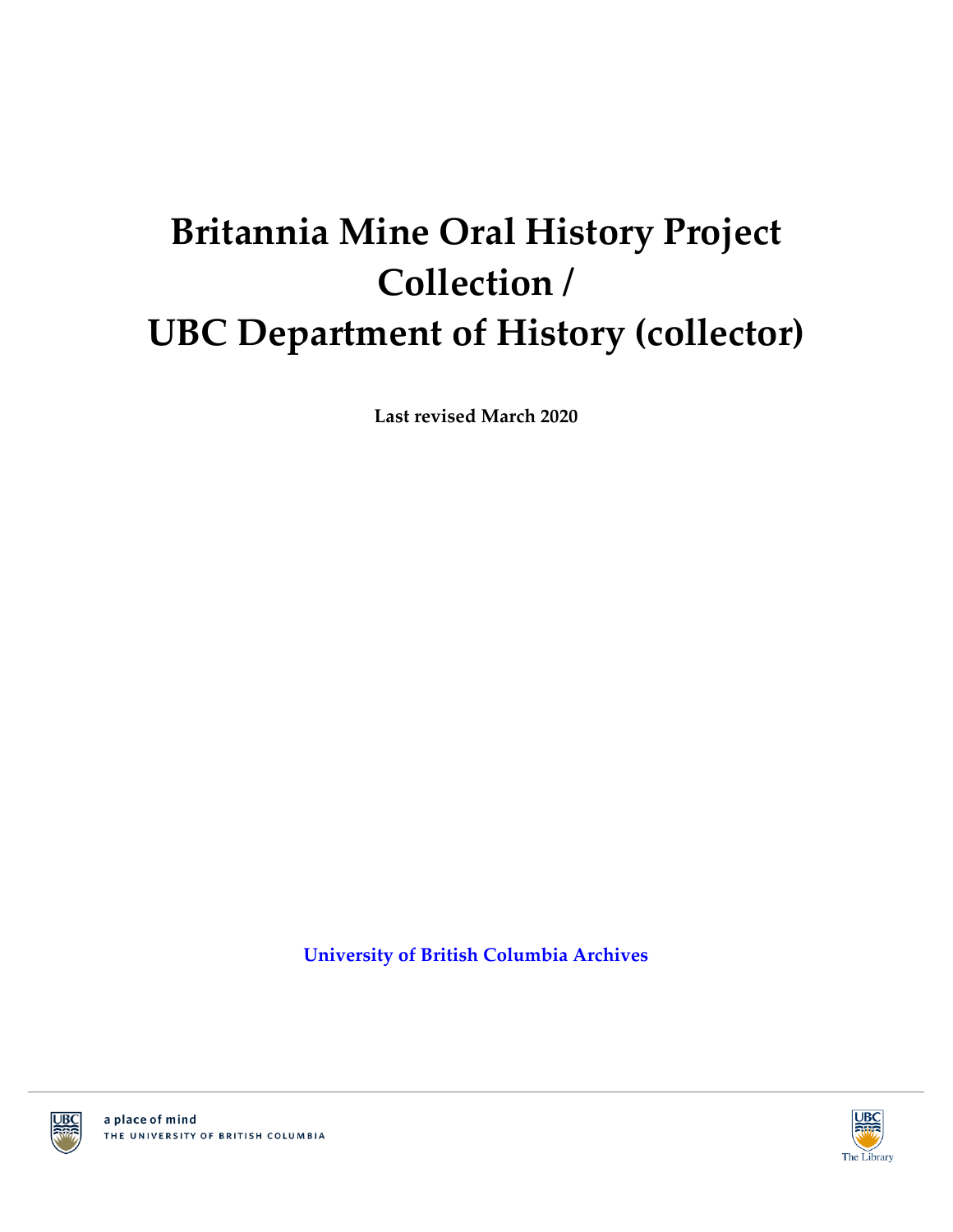# Britannia Mine Oral History Project Collection / UBC Department of History (collector)

**Last revised March 2020**

**University of British Columbia Archives**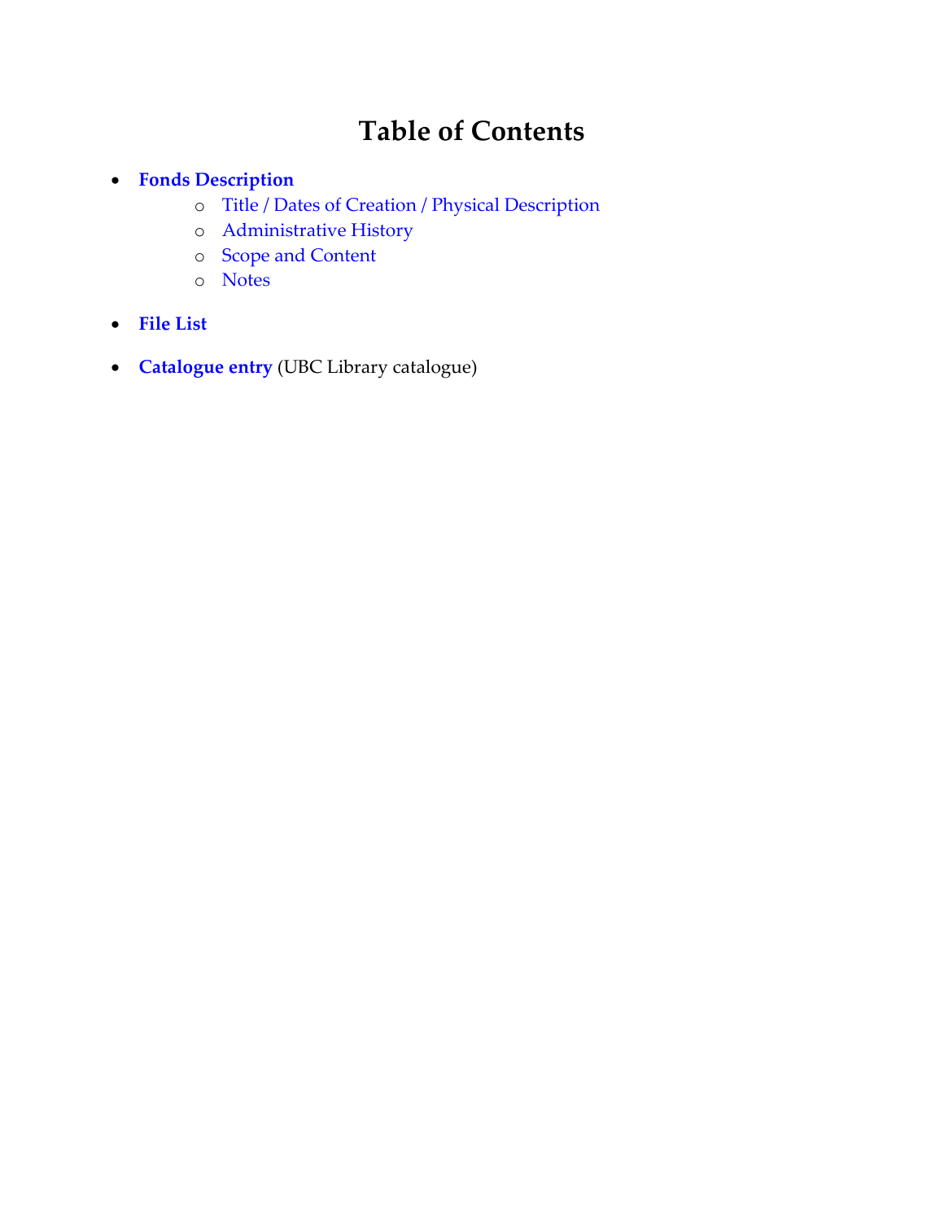# Table of Contents

- **Fonds Description**
  - Title / Dates of Creation / Physical Description
  - Administrative History
  - Scope and Content
  - Notes
- **File List**
- **Catalogue entry** (UBC Library catalogue)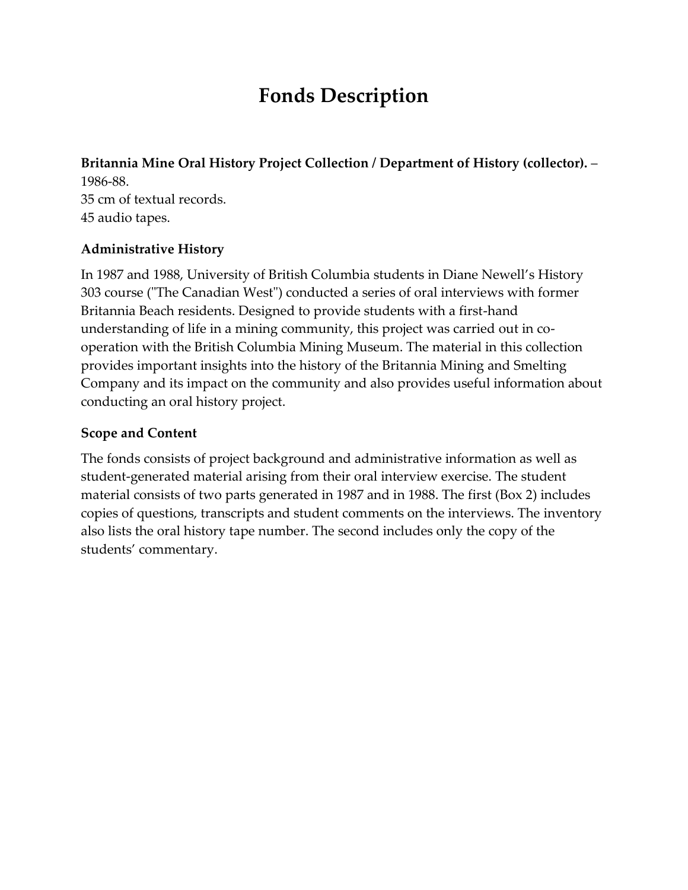# Fonds Description

**Britannia Mine Oral History Project Collection / Department of History (collector).** –
1986-88.
35 cm of textual records.
45 audio tapes.

### Administrative History

In 1987 and 1988, University of British Columbia students in Diane Newell's History 303 course ("The Canadian West") conducted a series of oral interviews with former Britannia Beach residents. Designed to provide students with a first-hand understanding of life in a mining community, this project was carried out in co-operation with the British Columbia Mining Museum. The material in this collection provides important insights into the history of the Britannia Mining and Smelting Company and its impact on the community and also provides useful information about conducting an oral history project.

### Scope and Content

The fonds consists of project background and administrative information as well as student-generated material arising from their oral interview exercise. The student material consists of two parts generated in 1987 and in 1988. The first (Box 2) includes copies of questions, transcripts and student comments on the interviews. The inventory also lists the oral history tape number. The second includes only the copy of the students' commentary.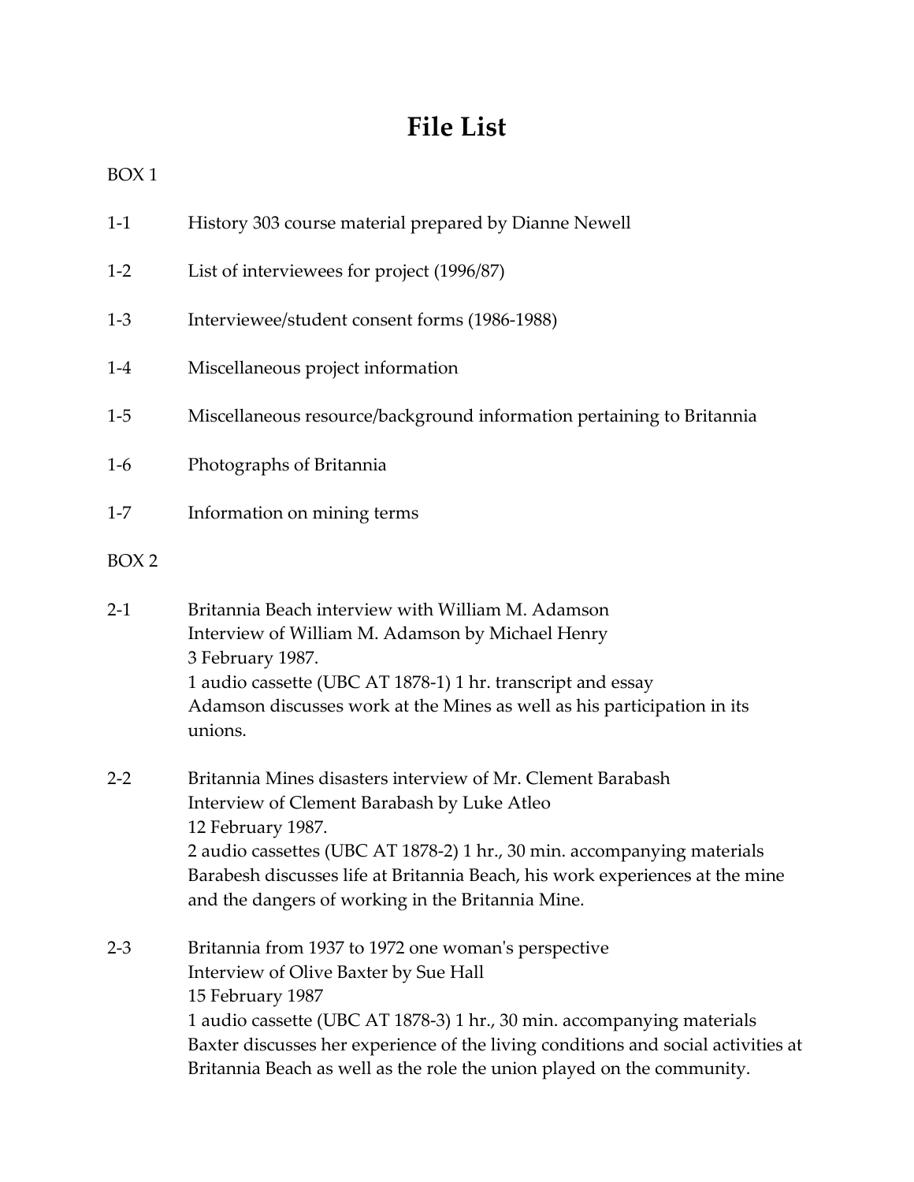# File List

BOX 1

1-1 History 303 course material prepared by Dianne Newell

1-2 List of interviewees for project (1996/87)

1-3 Interviewee/student consent forms (1986-1988)

1-4 Miscellaneous project information

1-5 Miscellaneous resource/background information pertaining to Britannia

1-6 Photographs of Britannia

1-7 Information on mining terms

BOX 2

2-1 Britannia Beach interview with William M. Adamson
Interview of William M. Adamson by Michael Henry
3 February 1987.
1 audio cassette (UBC AT 1878-1) 1 hr. transcript and essay
Adamson discusses work at the Mines as well as his participation in its unions.

2-2 Britannia Mines disasters interview of Mr. Clement Barabash
Interview of Clement Barabash by Luke Atleo
12 February 1987.
2 audio cassettes (UBC AT 1878-2) 1 hr., 30 min. accompanying materials
Barabesh discusses life at Britannia Beach, his work experiences at the mine and the dangers of working in the Britannia Mine.

2-3 Britannia from 1937 to 1972 one woman's perspective
Interview of Olive Baxter by Sue Hall
15 February 1987
1 audio cassette (UBC AT 1878-3) 1 hr., 30 min. accompanying materials
Baxter discusses her experience of the living conditions and social activities at Britannia Beach as well as the role the union played on the community.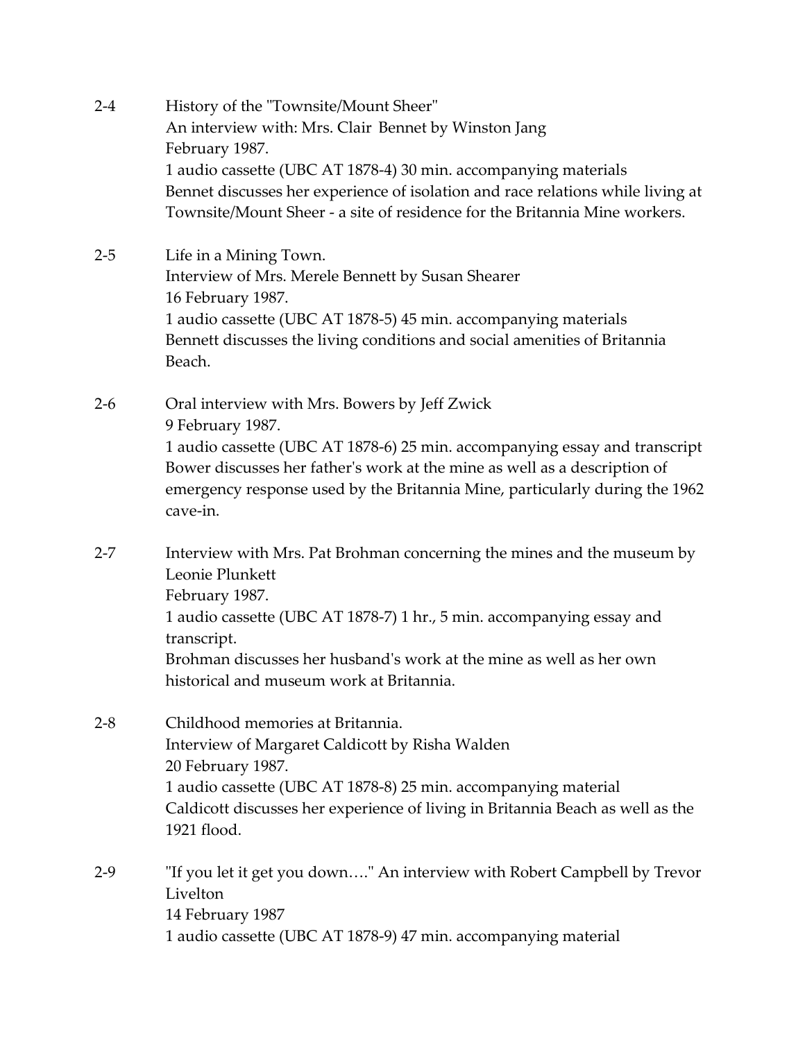2-4 History of the "Townsite/Mount Sheer"
An interview with: Mrs. Clair Bennet by Winston Jang
February 1987.
1 audio cassette (UBC AT 1878-4) 30 min. accompanying materials
Bennet discusses her experience of isolation and race relations while living at Townsite/Mount Sheer - a site of residence for the Britannia Mine workers.

2-5 Life in a Mining Town.
Interview of Mrs. Merele Bennett by Susan Shearer
16 February 1987.
1 audio cassette (UBC AT 1878-5) 45 min. accompanying materials
Bennett discusses the living conditions and social amenities of Britannia Beach.

2-6 Oral interview with Mrs. Bowers by Jeff Zwick
9 February 1987.
1 audio cassette (UBC AT 1878-6) 25 min. accompanying essay and transcript
Bower discusses her father's work at the mine as well as a description of emergency response used by the Britannia Mine, particularly during the 1962 cave-in.

2-7 Interview with Mrs. Pat Brohman concerning the mines and the museum by Leonie Plunkett
February 1987.
1 audio cassette (UBC AT 1878-7) 1 hr., 5 min. accompanying essay and transcript.
Brohman discusses her husband's work at the mine as well as her own historical and museum work at Britannia.

2-8 Childhood memories at Britannia.
Interview of Margaret Caldicott by Risha Walden
20 February 1987.
1 audio cassette (UBC AT 1878-8) 25 min. accompanying material
Caldicott discusses her experience of living in Britannia Beach as well as the 1921 flood.

2-9 "If you let it get you down…." An interview with Robert Campbell by Trevor Livelton
14 February 1987
1 audio cassette (UBC AT 1878-9) 47 min. accompanying material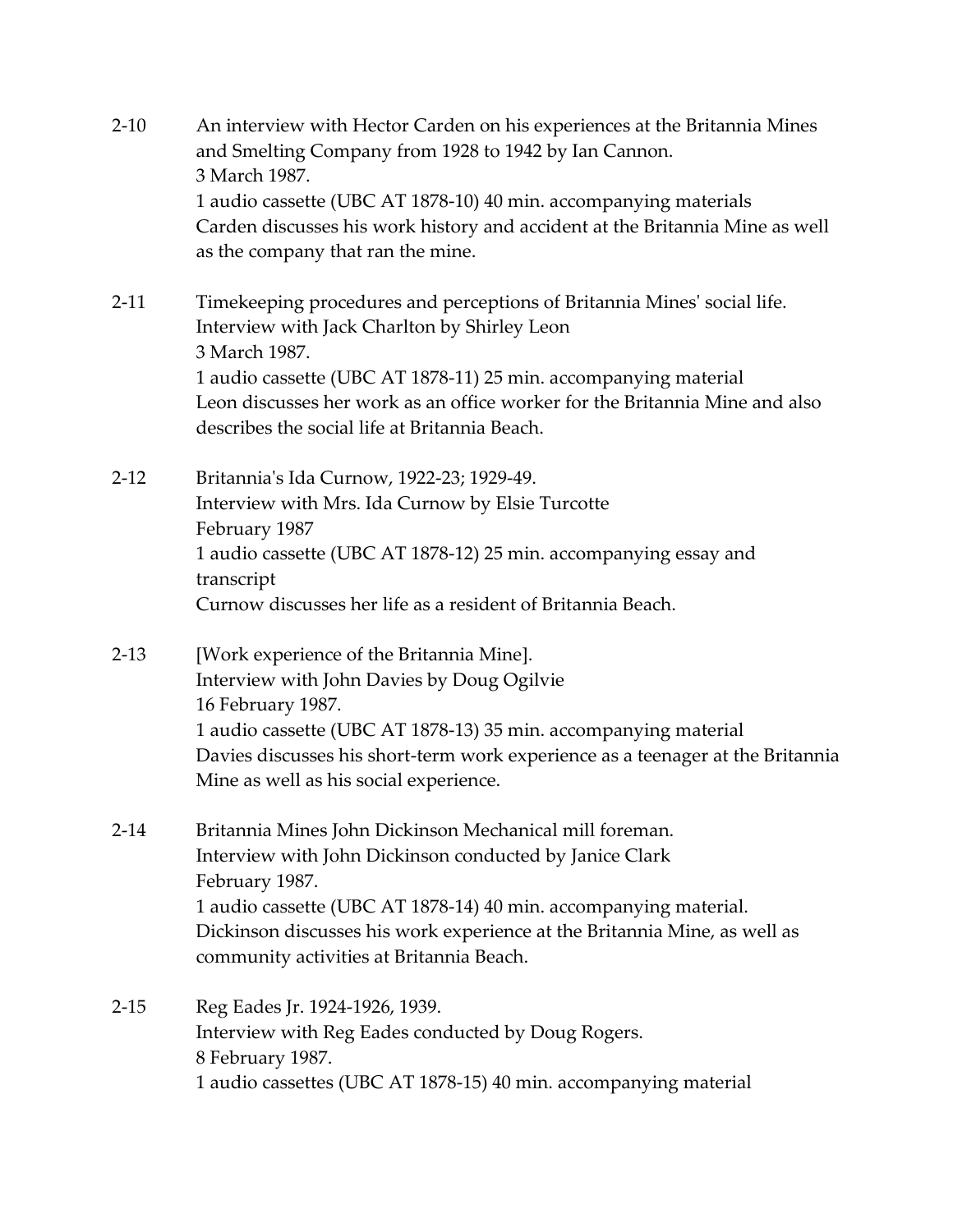2-10 An interview with Hector Carden on his experiences at the Britannia Mines and Smelting Company from 1928 to 1942 by Ian Cannon.
3 March 1987.
1 audio cassette (UBC AT 1878-10) 40 min. accompanying materials
Carden discusses his work history and accident at the Britannia Mine as well as the company that ran the mine.

2-11 Timekeeping procedures and perceptions of Britannia Mines' social life.
Interview with Jack Charlton by Shirley Leon
3 March 1987.
1 audio cassette (UBC AT 1878-11) 25 min. accompanying material
Leon discusses her work as an office worker for the Britannia Mine and also describes the social life at Britannia Beach.

2-12 Britannia's Ida Curnow, 1922-23; 1929-49.
Interview with Mrs. Ida Curnow by Elsie Turcotte
February 1987
1 audio cassette (UBC AT 1878-12) 25 min. accompanying essay and transcript
Curnow discusses her life as a resident of Britannia Beach.

2-13 [Work experience of the Britannia Mine].
Interview with John Davies by Doug Ogilvie
16 February 1987.
1 audio cassette (UBC AT 1878-13) 35 min. accompanying material
Davies discusses his short-term work experience as a teenager at the Britannia Mine as well as his social experience.

2-14 Britannia Mines John Dickinson Mechanical mill foreman.
Interview with John Dickinson conducted by Janice Clark
February 1987.
1 audio cassette (UBC AT 1878-14) 40 min. accompanying material.
Dickinson discusses his work experience at the Britannia Mine, as well as community activities at Britannia Beach.

2-15 Reg Eades Jr. 1924-1926, 1939.
Interview with Reg Eades conducted by Doug Rogers.
8 February 1987.
1 audio cassettes (UBC AT 1878-15) 40 min. accompanying material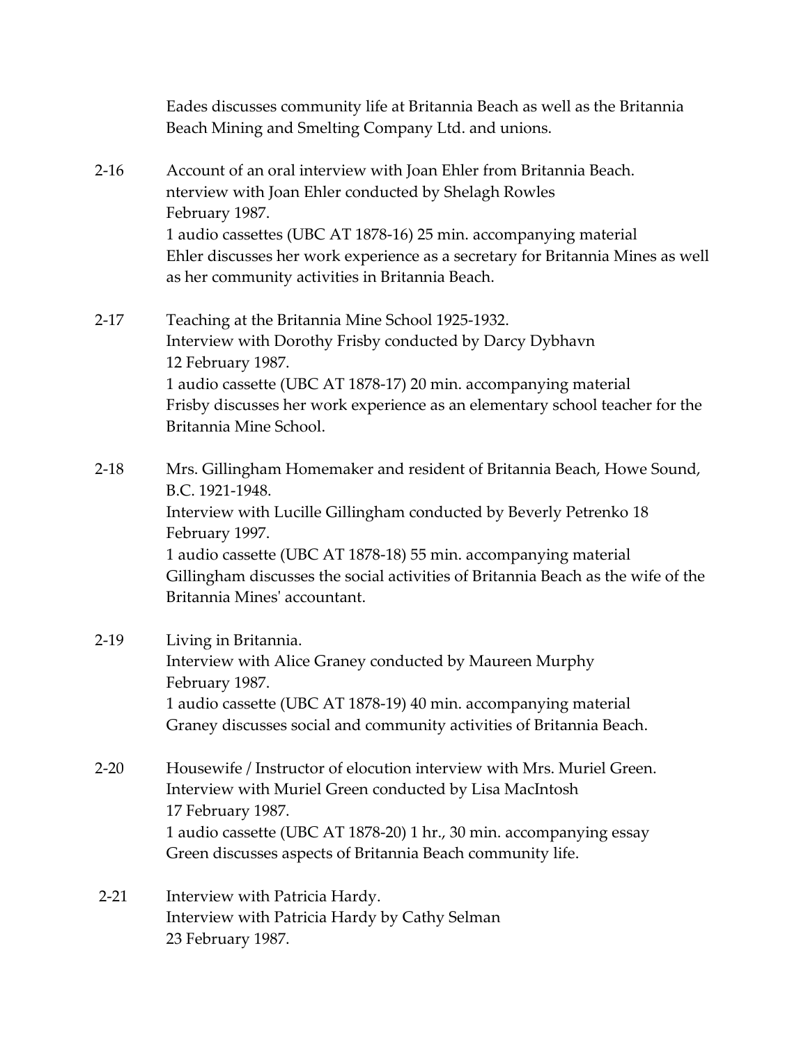Eades discusses community life at Britannia Beach as well as the Britannia Beach Mining and Smelting Company Ltd. and unions.

2-16 Account of an oral interview with Joan Ehler from Britannia Beach.
nterview with Joan Ehler conducted by Shelagh Rowles
February 1987.
1 audio cassettes (UBC AT 1878-16) 25 min. accompanying material
Ehler discusses her work experience as a secretary for Britannia Mines as well as her community activities in Britannia Beach.

2-17 Teaching at the Britannia Mine School 1925-1932.
Interview with Dorothy Frisby conducted by Darcy Dybhavn
12 February 1987.
1 audio cassette (UBC AT 1878-17) 20 min. accompanying material
Frisby discusses her work experience as an elementary school teacher for the Britannia Mine School.

2-18 Mrs. Gillingham Homemaker and resident of Britannia Beach, Howe Sound, B.C. 1921-1948.
Interview with Lucille Gillingham conducted by Beverly Petrenko 18 February 1997.
1 audio cassette (UBC AT 1878-18) 55 min. accompanying material
Gillingham discusses the social activities of Britannia Beach as the wife of the Britannia Mines' accountant.

2-19 Living in Britannia.
Interview with Alice Graney conducted by Maureen Murphy
February 1987.
1 audio cassette (UBC AT 1878-19) 40 min. accompanying material
Graney discusses social and community activities of Britannia Beach.

2-20 Housewife / Instructor of elocution interview with Mrs. Muriel Green.
Interview with Muriel Green conducted by Lisa MacIntosh
17 February 1987.
1 audio cassette (UBC AT 1878-20) 1 hr., 30 min. accompanying essay
Green discusses aspects of Britannia Beach community life.

2-21 Interview with Patricia Hardy.
Interview with Patricia Hardy by Cathy Selman
23 February 1987.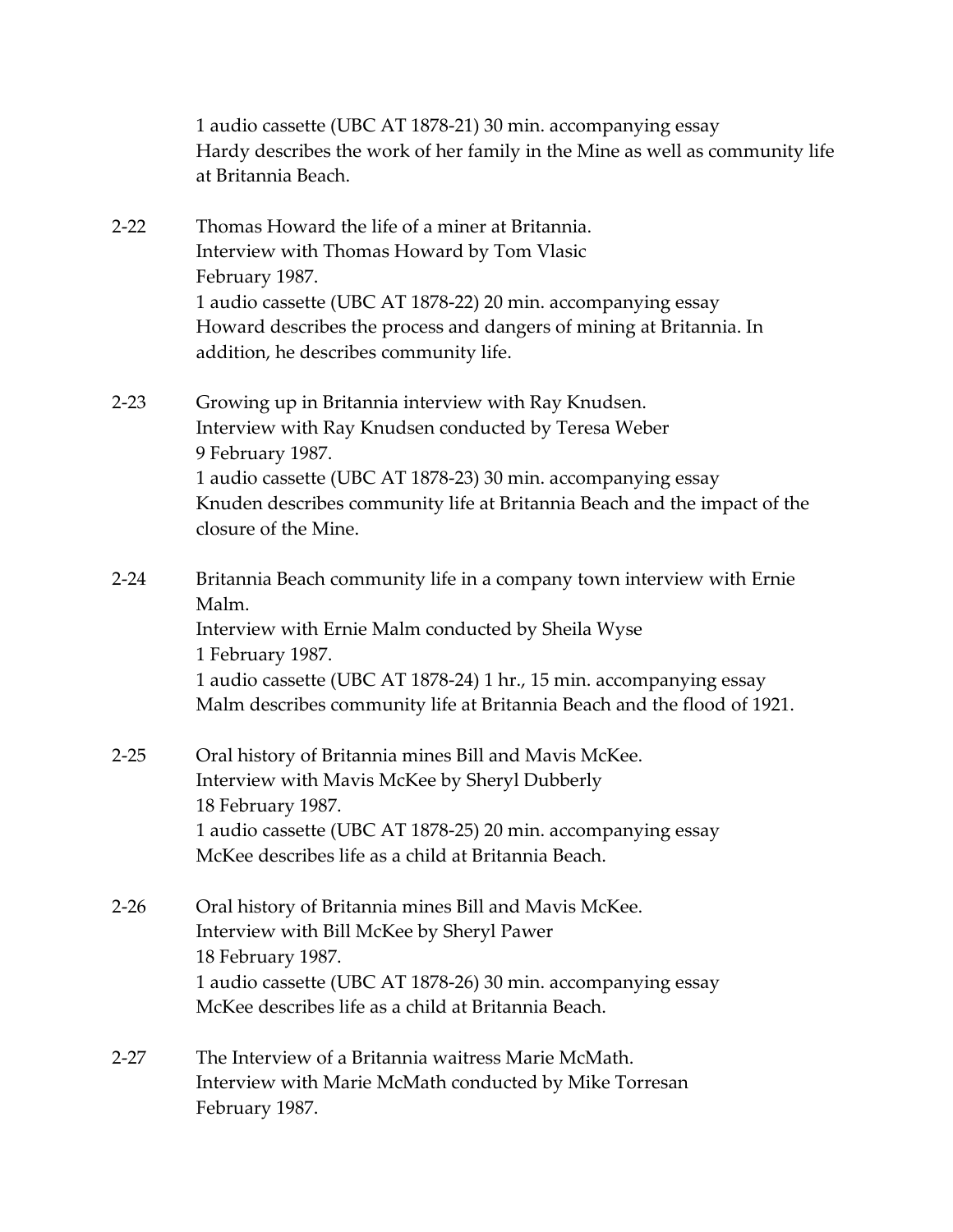1 audio cassette (UBC AT 1878-21) 30 min. accompanying essay
Hardy describes the work of her family in the Mine as well as community life at Britannia Beach.

2-22 Thomas Howard the life of a miner at Britannia.
Interview with Thomas Howard by Tom Vlasic
February 1987.
1 audio cassette (UBC AT 1878-22) 20 min. accompanying essay
Howard describes the process and dangers of mining at Britannia. In addition, he describes community life.

2-23 Growing up in Britannia interview with Ray Knudsen.
Interview with Ray Knudsen conducted by Teresa Weber
9 February 1987.
1 audio cassette (UBC AT 1878-23) 30 min. accompanying essay
Knuden describes community life at Britannia Beach and the impact of the closure of the Mine.

2-24 Britannia Beach community life in a company town interview with Ernie Malm.
Interview with Ernie Malm conducted by Sheila Wyse
1 February 1987.
1 audio cassette (UBC AT 1878-24) 1 hr., 15 min. accompanying essay
Malm describes community life at Britannia Beach and the flood of 1921.

2-25 Oral history of Britannia mines Bill and Mavis McKee.
Interview with Mavis McKee by Sheryl Dubberly
18 February 1987.
1 audio cassette (UBC AT 1878-25) 20 min. accompanying essay
McKee describes life as a child at Britannia Beach.

2-26 Oral history of Britannia mines Bill and Mavis McKee.
Interview with Bill McKee by Sheryl Pawer
18 February 1987.
1 audio cassette (UBC AT 1878-26) 30 min. accompanying essay
McKee describes life as a child at Britannia Beach.

2-27 The Interview of a Britannia waitress Marie McMath.
Interview with Marie McMath conducted by Mike Torresan
February 1987.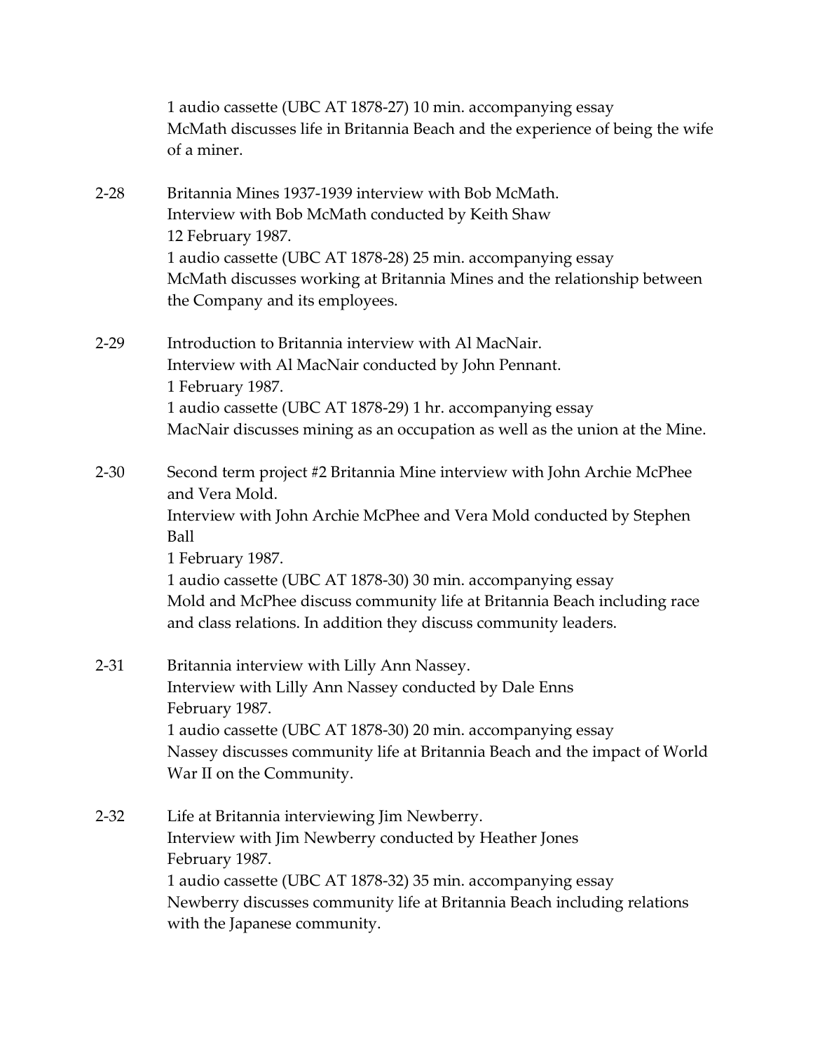1 audio cassette (UBC AT 1878-27) 10 min. accompanying essay
McMath discusses life in Britannia Beach and the experience of being the wife of a miner.

2-28 Britannia Mines 1937-1939 interview with Bob McMath.
Interview with Bob McMath conducted by Keith Shaw
12 February 1987.
1 audio cassette (UBC AT 1878-28) 25 min. accompanying essay
McMath discusses working at Britannia Mines and the relationship between the Company and its employees.

2-29 Introduction to Britannia interview with Al MacNair.
Interview with Al MacNair conducted by John Pennant.
1 February 1987.
1 audio cassette (UBC AT 1878-29) 1 hr. accompanying essay
MacNair discusses mining as an occupation as well as the union at the Mine.

2-30 Second term project #2 Britannia Mine interview with John Archie McPhee and Vera Mold.
Interview with John Archie McPhee and Vera Mold conducted by Stephen Ball
1 February 1987.
1 audio cassette (UBC AT 1878-30) 30 min. accompanying essay
Mold and McPhee discuss community life at Britannia Beach including race and class relations. In addition they discuss community leaders.

2-31 Britannia interview with Lilly Ann Nassey.
Interview with Lilly Ann Nassey conducted by Dale Enns
February 1987.
1 audio cassette (UBC AT 1878-30) 20 min. accompanying essay
Nassey discusses community life at Britannia Beach and the impact of World War II on the Community.

2-32 Life at Britannia interviewing Jim Newberry.
Interview with Jim Newberry conducted by Heather Jones
February 1987.
1 audio cassette (UBC AT 1878-32) 35 min. accompanying essay
Newberry discusses community life at Britannia Beach including relations with the Japanese community.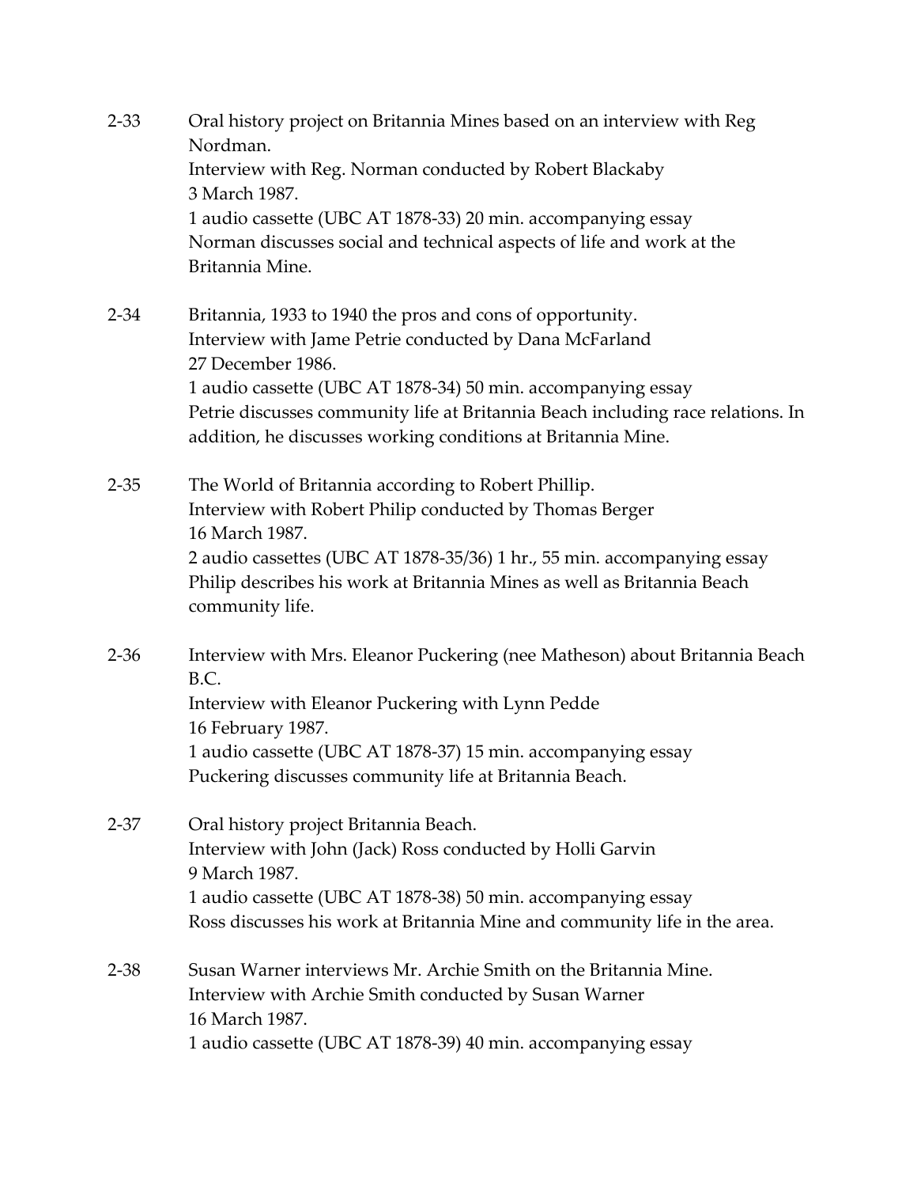2-33 Oral history project on Britannia Mines based on an interview with Reg Nordman.
Interview with Reg. Norman conducted by Robert Blackaby
3 March 1987.
1 audio cassette (UBC AT 1878-33) 20 min. accompanying essay
Norman discusses social and technical aspects of life and work at the Britannia Mine.

2-34 Britannia, 1933 to 1940 the pros and cons of opportunity.
Interview with Jame Petrie conducted by Dana McFarland
27 December 1986.
1 audio cassette (UBC AT 1878-34) 50 min. accompanying essay
Petrie discusses community life at Britannia Beach including race relations. In addition, he discusses working conditions at Britannia Mine.

2-35 The World of Britannia according to Robert Phillip.
Interview with Robert Philip conducted by Thomas Berger
16 March 1987.
2 audio cassettes (UBC AT 1878-35/36) 1 hr., 55 min. accompanying essay
Philip describes his work at Britannia Mines as well as Britannia Beach community life.

2-36 Interview with Mrs. Eleanor Puckering (nee Matheson) about Britannia Beach B.C.
Interview with Eleanor Puckering with Lynn Pedde
16 February 1987.
1 audio cassette (UBC AT 1878-37) 15 min. accompanying essay
Puckering discusses community life at Britannia Beach.

2-37 Oral history project Britannia Beach.
Interview with John (Jack) Ross conducted by Holli Garvin
9 March 1987.
1 audio cassette (UBC AT 1878-38) 50 min. accompanying essay
Ross discusses his work at Britannia Mine and community life in the area.

2-38 Susan Warner interviews Mr. Archie Smith on the Britannia Mine.
Interview with Archie Smith conducted by Susan Warner
16 March 1987.
1 audio cassette (UBC AT 1878-39) 40 min. accompanying essay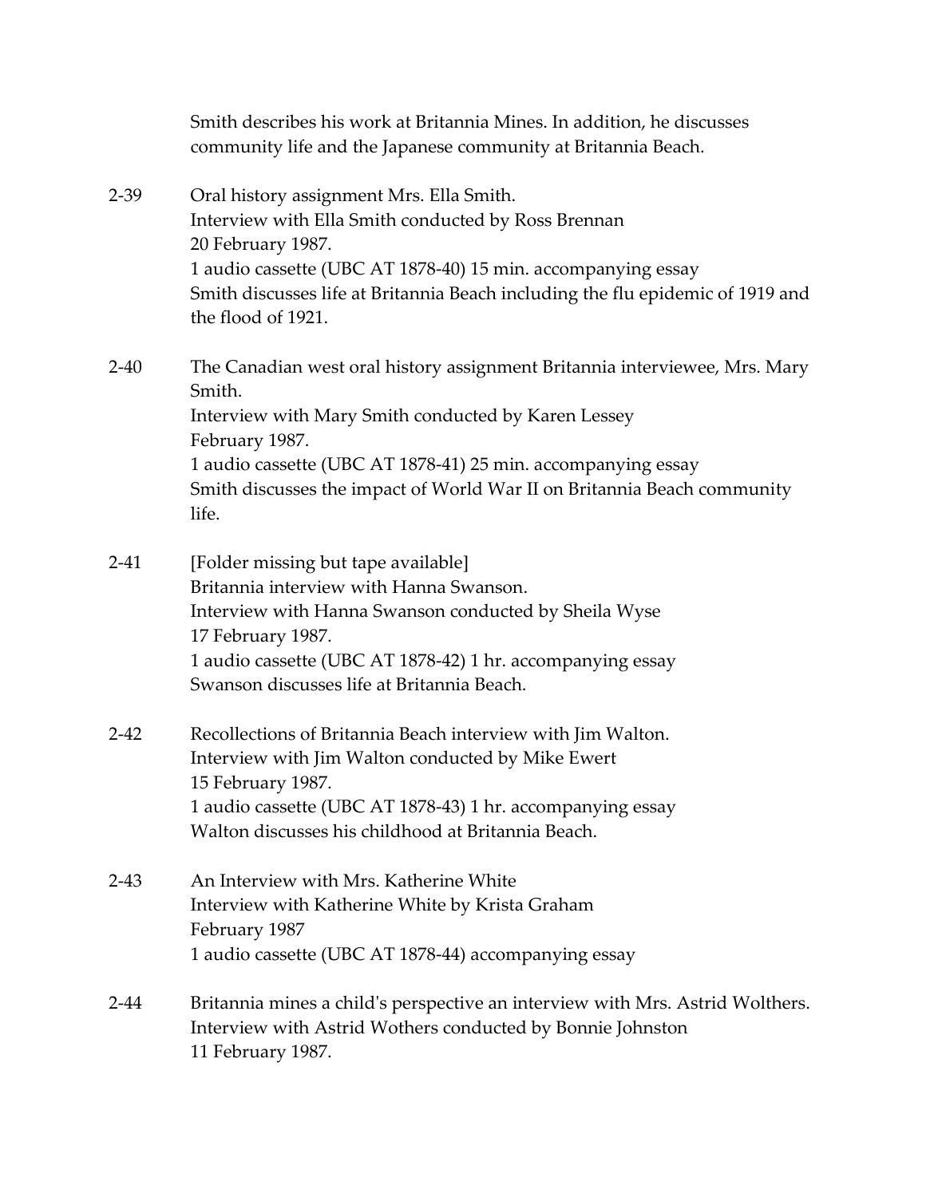Smith describes his work at Britannia Mines. In addition, he discusses community life and the Japanese community at Britannia Beach.

2-39 Oral history assignment Mrs. Ella Smith.
Interview with Ella Smith conducted by Ross Brennan
20 February 1987.
1 audio cassette (UBC AT 1878-40) 15 min. accompanying essay
Smith discusses life at Britannia Beach including the flu epidemic of 1919 and the flood of 1921.

2-40 The Canadian west oral history assignment Britannia interviewee, Mrs. Mary Smith.
Interview with Mary Smith conducted by Karen Lessey
February 1987.
1 audio cassette (UBC AT 1878-41) 25 min. accompanying essay
Smith discusses the impact of World War II on Britannia Beach community life.

2-41 [Folder missing but tape available]
Britannia interview with Hanna Swanson.
Interview with Hanna Swanson conducted by Sheila Wyse
17 February 1987.
1 audio cassette (UBC AT 1878-42) 1 hr. accompanying essay
Swanson discusses life at Britannia Beach.

2-42 Recollections of Britannia Beach interview with Jim Walton.
Interview with Jim Walton conducted by Mike Ewert
15 February 1987.
1 audio cassette (UBC AT 1878-43) 1 hr. accompanying essay
Walton discusses his childhood at Britannia Beach.

2-43 An Interview with Mrs. Katherine White
Interview with Katherine White by Krista Graham
February 1987
1 audio cassette (UBC AT 1878-44) accompanying essay

2-44 Britannia mines a child's perspective an interview with Mrs. Astrid Wolthers.
Interview with Astrid Wothers conducted by Bonnie Johnston
11 February 1987.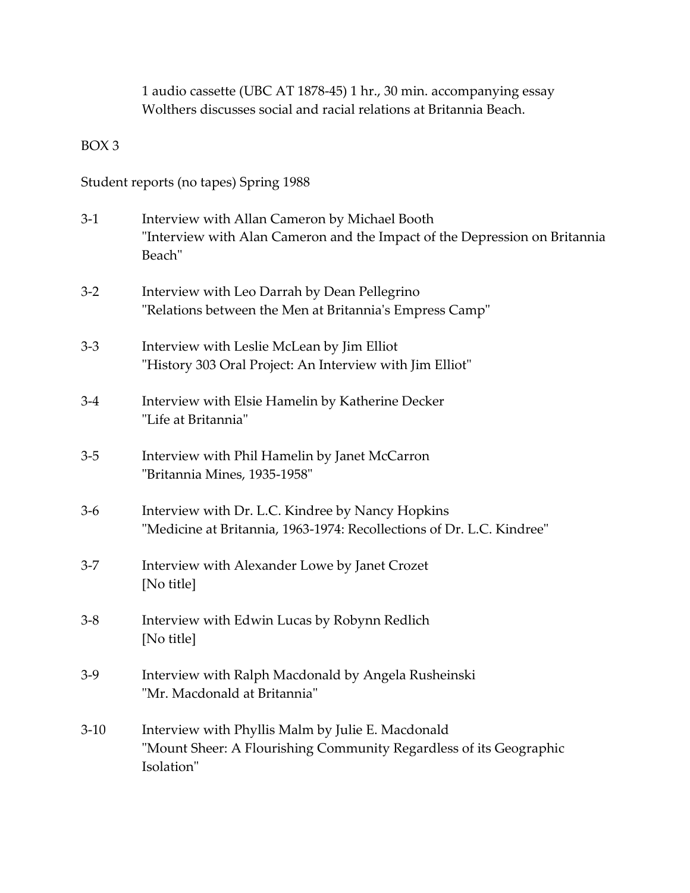1 audio cassette (UBC AT 1878-45) 1 hr., 30 min. accompanying essay
Wolthers discusses social and racial relations at Britannia Beach.

BOX 3

Student reports (no tapes) Spring 1988

3-1 Interview with Allan Cameron by Michael Booth
"Interview with Alan Cameron and the Impact of the Depression on Britannia Beach"

3-2 Interview with Leo Darrah by Dean Pellegrino
"Relations between the Men at Britannia's Empress Camp"

3-3 Interview with Leslie McLean by Jim Elliot
"History 303 Oral Project: An Interview with Jim Elliot"

3-4 Interview with Elsie Hamelin by Katherine Decker
"Life at Britannia"

3-5 Interview with Phil Hamelin by Janet McCarron
"Britannia Mines, 1935-1958"

3-6 Interview with Dr. L.C. Kindree by Nancy Hopkins
"Medicine at Britannia, 1963-1974: Recollections of Dr. L.C. Kindree"

3-7 Interview with Alexander Lowe by Janet Crozet
[No title]

3-8 Interview with Edwin Lucas by Robynn Redlich
[No title]

3-9 Interview with Ralph Macdonald by Angela Rusheinski
"Mr. Macdonald at Britannia"

3-10 Interview with Phyllis Malm by Julie E. Macdonald
"Mount Sheer: A Flourishing Community Regardless of its Geographic Isolation"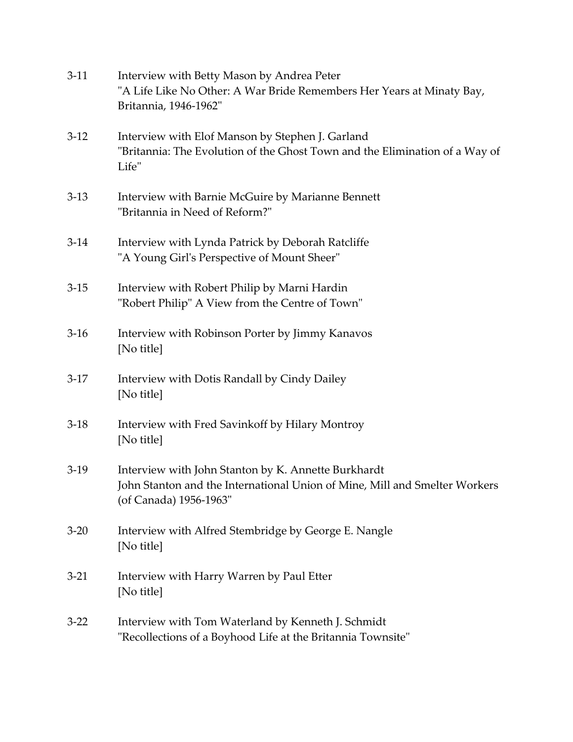3-11 Interview with Betty Mason by Andrea Peter
"A Life Like No Other: A War Bride Remembers Her Years at Minaty Bay, Britannia, 1946-1962"

3-12 Interview with Elof Manson by Stephen J. Garland
"Britannia: The Evolution of the Ghost Town and the Elimination of a Way of Life"

3-13 Interview with Barnie McGuire by Marianne Bennett
"Britannia in Need of Reform?"

3-14 Interview with Lynda Patrick by Deborah Ratcliffe
"A Young Girl's Perspective of Mount Sheer"

3-15 Interview with Robert Philip by Marni Hardin
"Robert Philip" A View from the Centre of Town"

3-16 Interview with Robinson Porter by Jimmy Kanavos
[No title]

3-17 Interview with Dotis Randall by Cindy Dailey
[No title]

3-18 Interview with Fred Savinkoff by Hilary Montroy
[No title]

3-19 Interview with John Stanton by K. Annette Burkhardt
John Stanton and the International Union of Mine, Mill and Smelter Workers (of Canada) 1956-1963"

3-20 Interview with Alfred Stembridge by George E. Nangle
[No title]

3-21 Interview with Harry Warren by Paul Etter
[No title]

3-22 Interview with Tom Waterland by Kenneth J. Schmidt
"Recollections of a Boyhood Life at the Britannia Townsite"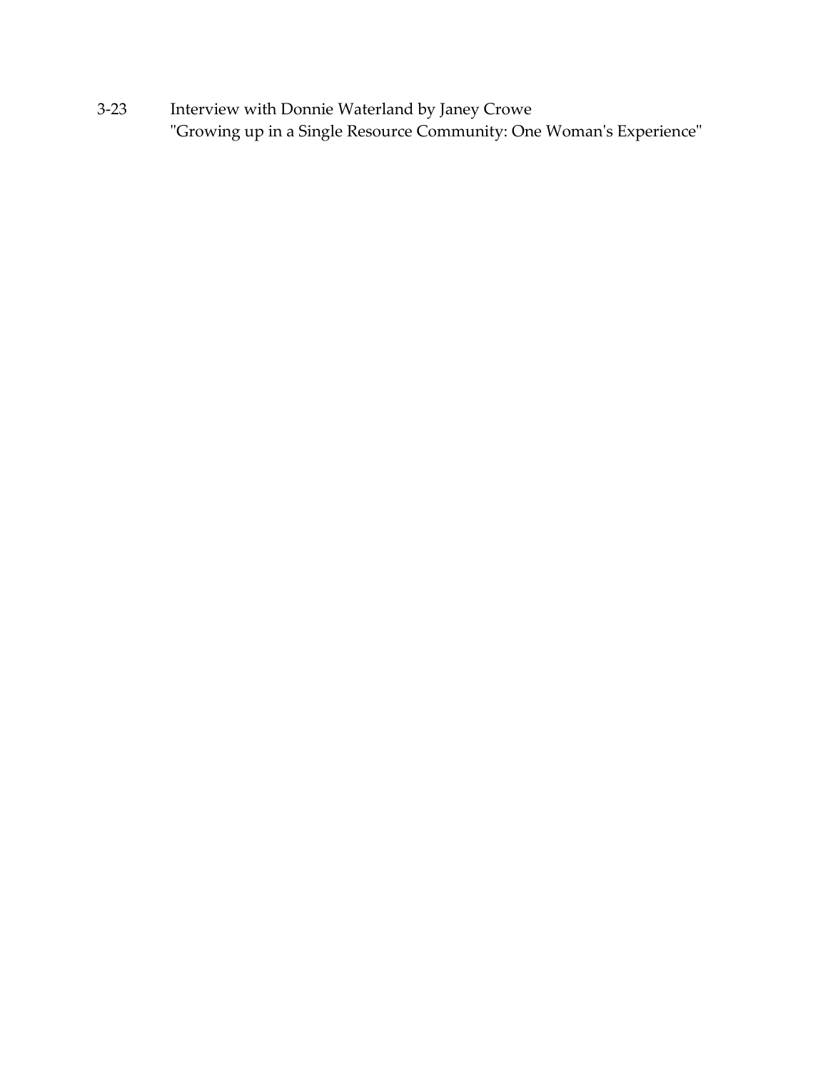3-23 Interview with Donnie Waterland by Janey Crowe
"Growing up in a Single Resource Community: One Woman's Experience"